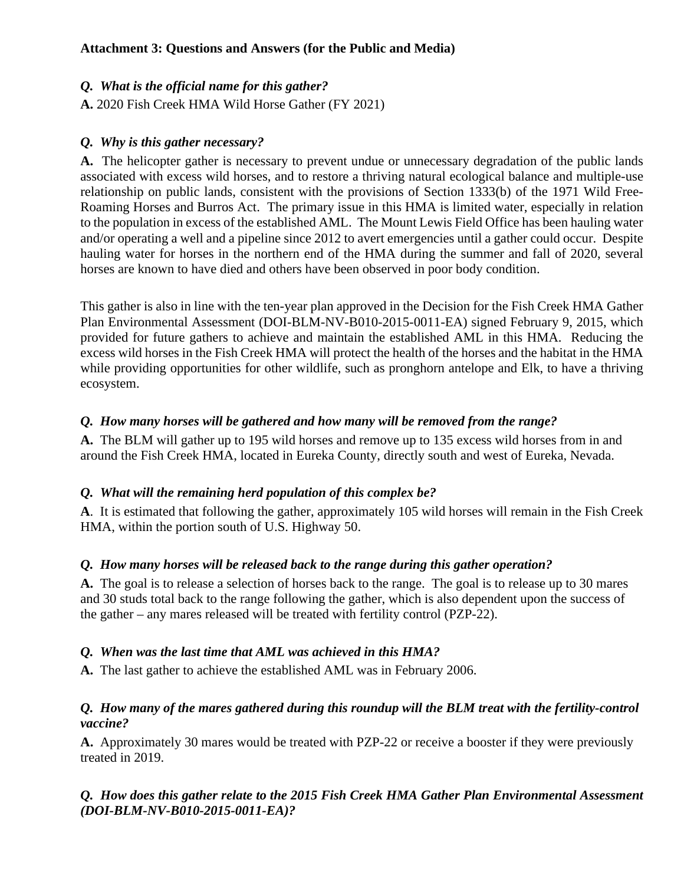**Attachment 3: Questions and Answers (for the Public and Media)**

***Q. What is the official name for this gather?***

**A.** 2020 Fish Creek HMA Wild Horse Gather (FY 2021)

***Q. Why is this gather necessary?***

**A.** The helicopter gather is necessary to prevent undue or unnecessary degradation of the public lands associated with excess wild horses, and to restore a thriving natural ecological balance and multiple-use relationship on public lands, consistent with the provisions of Section 1333(b) of the 1971 Wild Free-Roaming Horses and Burros Act. The primary issue in this HMA is limited water, especially in relation to the population in excess of the established AML. The Mount Lewis Field Office has been hauling water and/or operating a well and a pipeline since 2012 to avert emergencies until a gather could occur. Despite hauling water for horses in the northern end of the HMA during the summer and fall of 2020, several horses are known to have died and others have been observed in poor body condition.

This gather is also in line with the ten-year plan approved in the Decision for the Fish Creek HMA Gather Plan Environmental Assessment (DOI-BLM-NV-B010-2015-0011-EA) signed February 9, 2015, which provided for future gathers to achieve and maintain the established AML in this HMA. Reducing the excess wild horses in the Fish Creek HMA will protect the health of the horses and the habitat in the HMA while providing opportunities for other wildlife, such as pronghorn antelope and Elk, to have a thriving ecosystem.

***Q. How many horses will be gathered and how many will be removed from the range?***

**A.** The BLM will gather up to 195 wild horses and remove up to 135 excess wild horses from in and around the Fish Creek HMA, located in Eureka County, directly south and west of Eureka, Nevada.

***Q. What will the remaining herd population of this complex be?***

**A**. It is estimated that following the gather, approximately 105 wild horses will remain in the Fish Creek HMA, within the portion south of U.S. Highway 50.

***Q. How many horses will be released back to the range during this gather operation?***

**A.** The goal is to release a selection of horses back to the range. The goal is to release up to 30 mares and 30 studs total back to the range following the gather, which is also dependent upon the success of the gather – any mares released will be treated with fertility control (PZP-22).

***Q. When was the last time that AML was achieved in this HMA?***

**A.** The last gather to achieve the established AML was in February 2006.

***Q. How many of the mares gathered during this roundup will the BLM treat with the fertility-control vaccine?***

**A.** Approximately 30 mares would be treated with PZP-22 or receive a booster if they were previously treated in 2019.

***Q. How does this gather relate to the 2015 Fish Creek HMA Gather Plan Environmental Assessment (DOI-BLM-NV-B010-2015-0011-EA)?***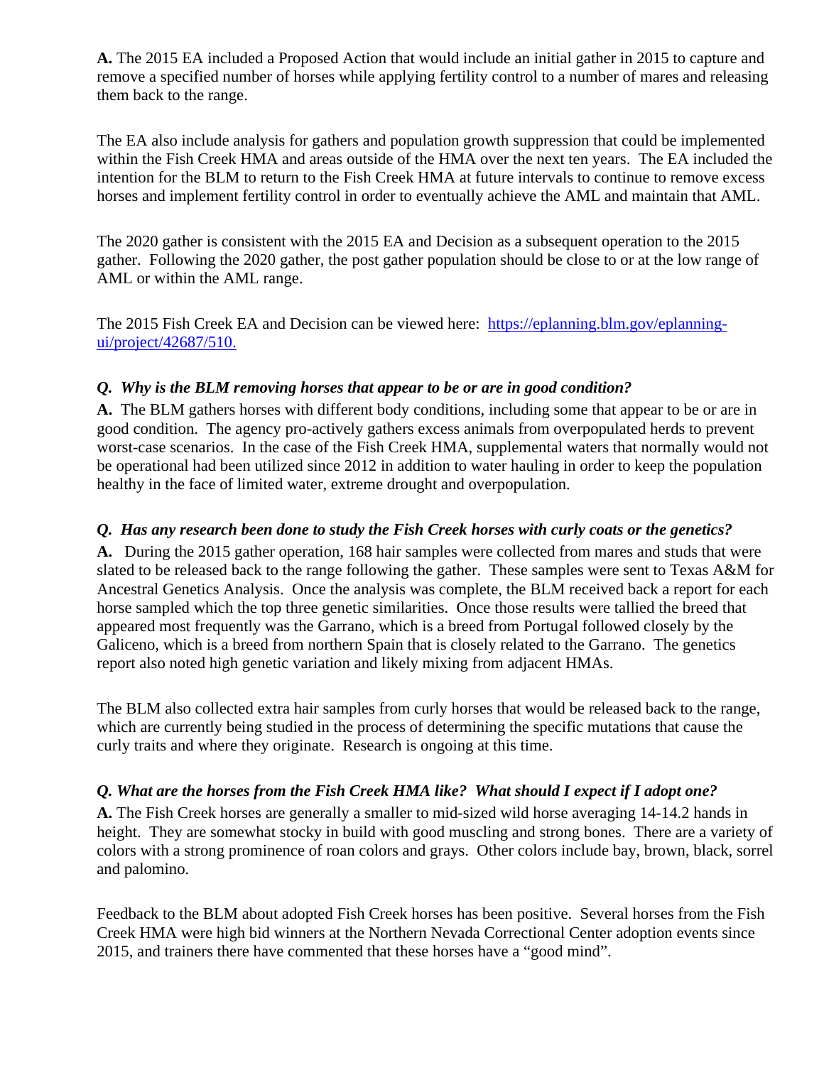**A.** The 2015 EA included a Proposed Action that would include an initial gather in 2015 to capture and remove a specified number of horses while applying fertility control to a number of mares and releasing them back to the range.

The EA also include analysis for gathers and population growth suppression that could be implemented within the Fish Creek HMA and areas outside of the HMA over the next ten years. The EA included the intention for the BLM to return to the Fish Creek HMA at future intervals to continue to remove excess horses and implement fertility control in order to eventually achieve the AML and maintain that AML.

The 2020 gather is consistent with the 2015 EA and Decision as a subsequent operation to the 2015 gather. Following the 2020 gather, the post gather population should be close to or at the low range of AML or within the AML range.

The 2015 Fish Creek EA and Decision can be viewed here: [https://eplanning.blm.gov/eplanning-ui/project/42687/510.](https://eplanning.blm.gov/eplanning-ui/project/42687/510)

***Q. Why is the BLM removing horses that appear to be or are in good condition?***

**A.** The BLM gathers horses with different body conditions, including some that appear to be or are in good condition. The agency pro-actively gathers excess animals from overpopulated herds to prevent worst-case scenarios. In the case of the Fish Creek HMA, supplemental waters that normally would not be operational had been utilized since 2012 in addition to water hauling in order to keep the population healthy in the face of limited water, extreme drought and overpopulation.

***Q. Has any research been done to study the Fish Creek horses with curly coats or the genetics?***

**A.** During the 2015 gather operation, 168 hair samples were collected from mares and studs that were slated to be released back to the range following the gather. These samples were sent to Texas A&M for Ancestral Genetics Analysis. Once the analysis was complete, the BLM received back a report for each horse sampled which the top three genetic similarities. Once those results were tallied the breed that appeared most frequently was the Garrano, which is a breed from Portugal followed closely by the Galiceno, which is a breed from northern Spain that is closely related to the Garrano. The genetics report also noted high genetic variation and likely mixing from adjacent HMAs.

The BLM also collected extra hair samples from curly horses that would be released back to the range, which are currently being studied in the process of determining the specific mutations that cause the curly traits and where they originate. Research is ongoing at this time.

***Q. What are the horses from the Fish Creek HMA like? What should I expect if I adopt one?***

**A.** The Fish Creek horses are generally a smaller to mid-sized wild horse averaging 14-14.2 hands in height. They are somewhat stocky in build with good muscling and strong bones. There are a variety of colors with a strong prominence of roan colors and grays. Other colors include bay, brown, black, sorrel and palomino.

Feedback to the BLM about adopted Fish Creek horses has been positive. Several horses from the Fish Creek HMA were high bid winners at the Northern Nevada Correctional Center adoption events since 2015, and trainers there have commented that these horses have a "good mind".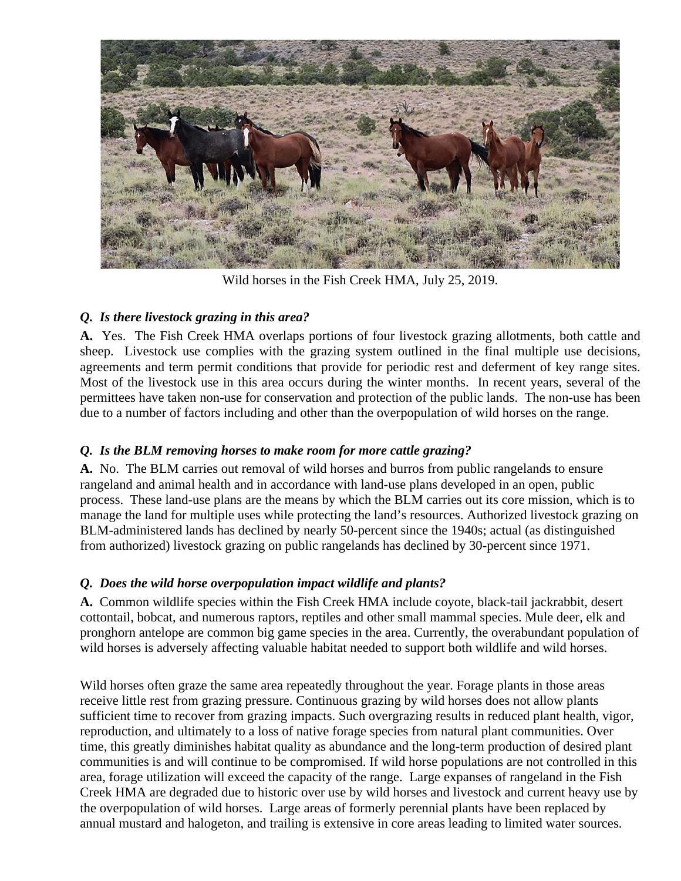Wild horses in the Fish Creek HMA, July 25, 2019.

***Q. Is there livestock grazing in this area?***

**A.** Yes. The Fish Creek HMA overlaps portions of four livestock grazing allotments, both cattle and sheep. Livestock use complies with the grazing system outlined in the final multiple use decisions, agreements and term permit conditions that provide for periodic rest and deferment of key range sites. Most of the livestock use in this area occurs during the winter months. In recent years, several of the permittees have taken non-use for conservation and protection of the public lands. The non-use has been due to a number of factors including and other than the overpopulation of wild horses on the range.

***Q. Is the BLM removing horses to make room for more cattle grazing?***

**A.** No. The BLM carries out removal of wild horses and burros from public rangelands to ensure rangeland and animal health and in accordance with land-use plans developed in an open, public process. These land-use plans are the means by which the BLM carries out its core mission, which is to manage the land for multiple uses while protecting the land's resources. Authorized livestock grazing on BLM-administered lands has declined by nearly 50-percent since the 1940s; actual (as distinguished from authorized) livestock grazing on public rangelands has declined by 30-percent since 1971.

***Q. Does the wild horse overpopulation impact wildlife and plants?***

**A.** Common wildlife species within the Fish Creek HMA include coyote, black-tail jackrabbit, desert cottontail, bobcat, and numerous raptors, reptiles and other small mammal species. Mule deer, elk and pronghorn antelope are common big game species in the area. Currently, the overabundant population of wild horses is adversely affecting valuable habitat needed to support both wildlife and wild horses.

Wild horses often graze the same area repeatedly throughout the year. Forage plants in those areas receive little rest from grazing pressure. Continuous grazing by wild horses does not allow plants sufficient time to recover from grazing impacts. Such overgrazing results in reduced plant health, vigor, reproduction, and ultimately to a loss of native forage species from natural plant communities. Over time, this greatly diminishes habitat quality as abundance and the long-term production of desired plant communities is and will continue to be compromised. If wild horse populations are not controlled in this area, forage utilization will exceed the capacity of the range. Large expanses of rangeland in the Fish Creek HMA are degraded due to historic over use by wild horses and livestock and current heavy use by the overpopulation of wild horses. Large areas of formerly perennial plants have been replaced by annual mustard and halogeton, and trailing is extensive in core areas leading to limited water sources.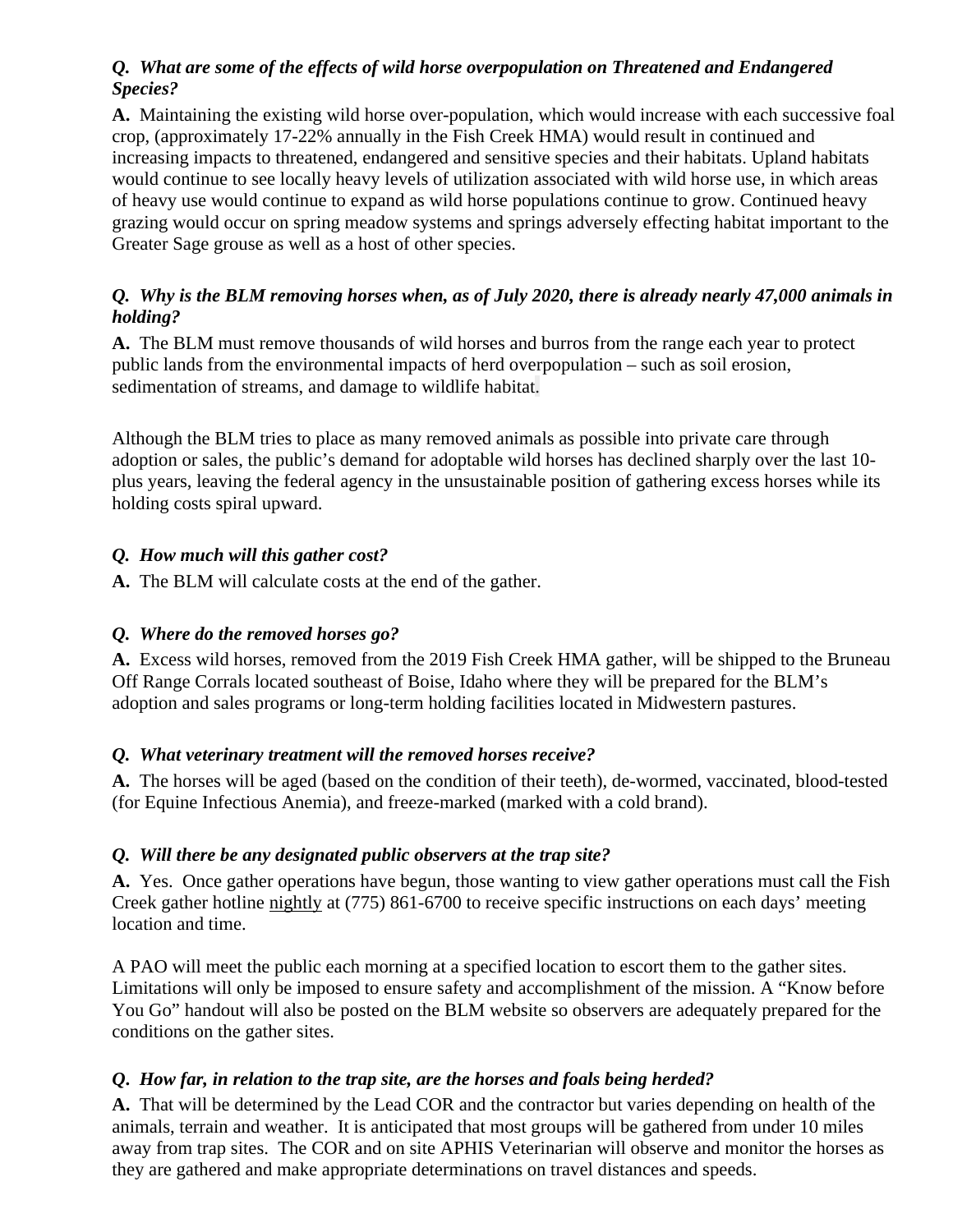***Q. What are some of the effects of wild horse overpopulation on Threatened and Endangered Species?***

**A.** Maintaining the existing wild horse over-population, which would increase with each successive foal crop, (approximately 17-22% annually in the Fish Creek HMA) would result in continued and increasing impacts to threatened, endangered and sensitive species and their habitats. Upland habitats would continue to see locally heavy levels of utilization associated with wild horse use, in which areas of heavy use would continue to expand as wild horse populations continue to grow. Continued heavy grazing would occur on spring meadow systems and springs adversely effecting habitat important to the Greater Sage grouse as well as a host of other species.

***Q. Why is the BLM removing horses when, as of July 2020, there is already nearly 47,000 animals in holding?***

**A.** The BLM must remove thousands of wild horses and burros from the range each year to protect public lands from the environmental impacts of herd overpopulation – such as soil erosion, sedimentation of streams, and damage to wildlife habitat.

Although the BLM tries to place as many removed animals as possible into private care through adoption or sales, the public's demand for adoptable wild horses has declined sharply over the last 10-plus years, leaving the federal agency in the unsustainable position of gathering excess horses while its holding costs spiral upward.

***Q. How much will this gather cost?***

**A.** The BLM will calculate costs at the end of the gather.

***Q. Where do the removed horses go?***

**A.** Excess wild horses, removed from the 2019 Fish Creek HMA gather, will be shipped to the Bruneau Off Range Corrals located southeast of Boise, Idaho where they will be prepared for the BLM's adoption and sales programs or long-term holding facilities located in Midwestern pastures.

***Q. What veterinary treatment will the removed horses receive?***

**A.** The horses will be aged (based on the condition of their teeth), de-wormed, vaccinated, blood-tested (for Equine Infectious Anemia), and freeze-marked (marked with a cold brand).

***Q. Will there be any designated public observers at the trap site?***

**A.** Yes. Once gather operations have begun, those wanting to view gather operations must call the Fish Creek gather hotline nightly at (775) 861-6700 to receive specific instructions on each days' meeting location and time.

A PAO will meet the public each morning at a specified location to escort them to the gather sites. Limitations will only be imposed to ensure safety and accomplishment of the mission. A "Know before You Go" handout will also be posted on the BLM website so observers are adequately prepared for the conditions on the gather sites.

***Q. How far, in relation to the trap site, are the horses and foals being herded?***

**A.** That will be determined by the Lead COR and the contractor but varies depending on health of the animals, terrain and weather. It is anticipated that most groups will be gathered from under 10 miles away from trap sites. The COR and on site APHIS Veterinarian will observe and monitor the horses as they are gathered and make appropriate determinations on travel distances and speeds.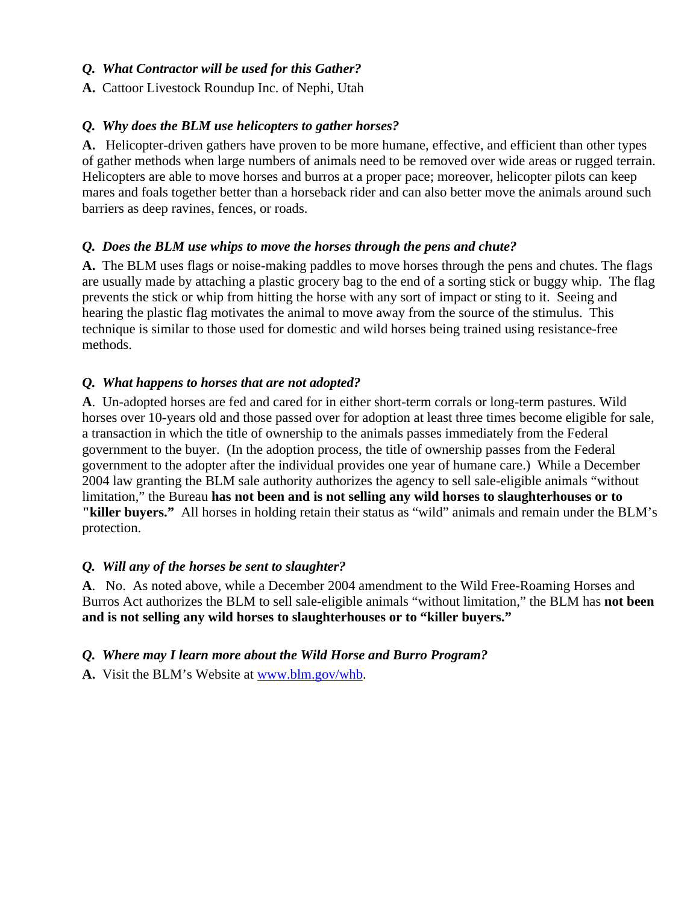***Q. What Contractor will be used for this Gather?***

**A.** Cattoor Livestock Roundup Inc. of Nephi, Utah

***Q. Why does the BLM use helicopters to gather horses?***

**A.** Helicopter-driven gathers have proven to be more humane, effective, and efficient than other types of gather methods when large numbers of animals need to be removed over wide areas or rugged terrain. Helicopters are able to move horses and burros at a proper pace; moreover, helicopter pilots can keep mares and foals together better than a horseback rider and can also better move the animals around such barriers as deep ravines, fences, or roads.

***Q. Does the BLM use whips to move the horses through the pens and chute?***

**A.** The BLM uses flags or noise-making paddles to move horses through the pens and chutes. The flags are usually made by attaching a plastic grocery bag to the end of a sorting stick or buggy whip. The flag prevents the stick or whip from hitting the horse with any sort of impact or sting to it. Seeing and hearing the plastic flag motivates the animal to move away from the source of the stimulus. This technique is similar to those used for domestic and wild horses being trained using resistance-free methods.

***Q. What happens to horses that are not adopted?***

**A**. Un-adopted horses are fed and cared for in either short-term corrals or long-term pastures. Wild horses over 10-years old and those passed over for adoption at least three times become eligible for sale, a transaction in which the title of ownership to the animals passes immediately from the Federal government to the buyer. (In the adoption process, the title of ownership passes from the Federal government to the adopter after the individual provides one year of humane care.) While a December 2004 law granting the BLM sale authority authorizes the agency to sell sale-eligible animals "without limitation," the Bureau **has not been and is not selling any wild horses to slaughterhouses or to "killer buyers."** All horses in holding retain their status as "wild" animals and remain under the BLM's protection.

***Q. Will any of the horses be sent to slaughter?***

**A**. No. As noted above, while a December 2004 amendment to the Wild Free-Roaming Horses and Burros Act authorizes the BLM to sell sale-eligible animals "without limitation," the BLM has **not been and is not selling any wild horses to slaughterhouses or to "killer buyers."**

***Q. Where may I learn more about the Wild Horse and Burro Program?***

**A.** Visit the BLM's Website at [www.blm.gov/whb](www.blm.gov/whb).